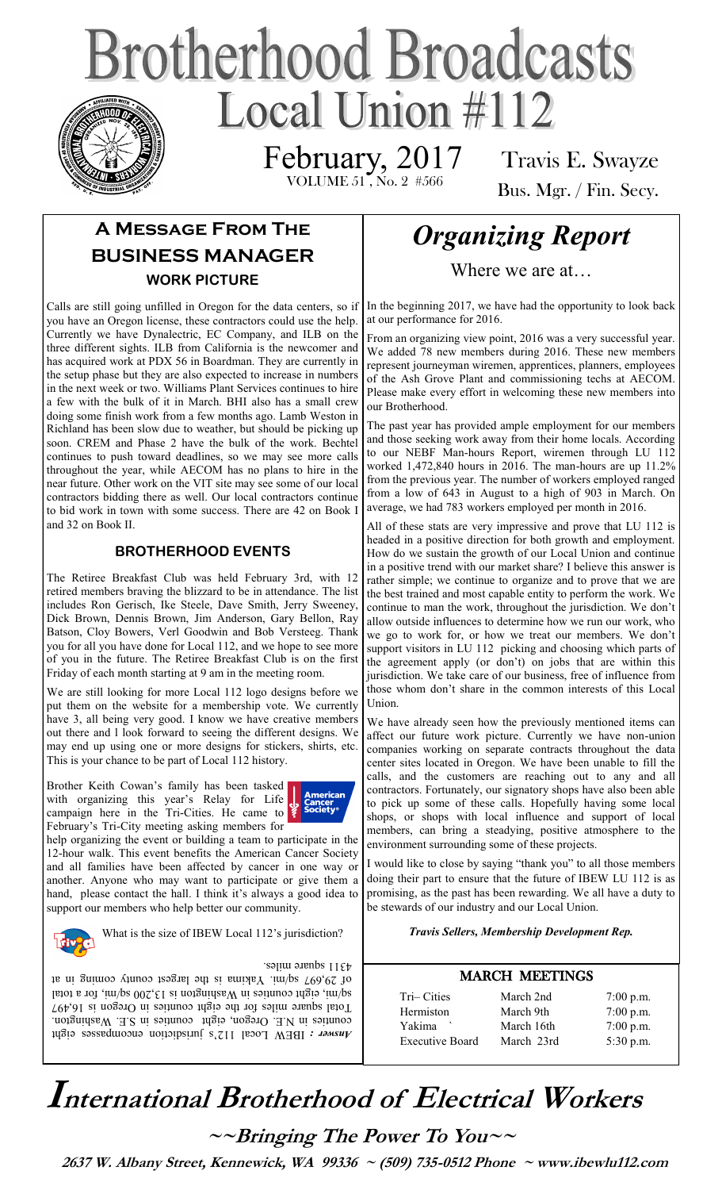# Brotherhood Broadcasts

## Local Union #112

February, 2017
VOLUME 51, No. 2 #566

Travis E. Swayze
Bus. Mgr. / Fin. Secy.

## A Message From The Business Manager

### WORK PICTURE

Calls are still going unfilled in Oregon for the data centers, so if you have an Oregon license, these contractors could use the help. Currently we have Dynalectric, EC Company, and ILB on the three different sights. ILB from California is the newcomer and has acquired work at PDX 56 in Boardman. They are currently in the setup phase but they are also expected to increase in numbers in the next week or two. Williams Plant Services continues to hire a few with the bulk of it in March. BHI also has a small crew doing some finish work from a few months ago. Lamb Weston in Richland has been slow due to weather, but should be picking up soon. CREM and Phase 2 have the bulk of the work. Bechtel continues to push toward deadlines, so we may see more calls throughout the year, while AECOM has no plans to hire in the near future. Other work on the VIT site may see some of our local contractors bidding there as well. Our local contractors continue to bid work in town with some success. There are 42 on Book I and 32 on Book II.

### BROTHERHOOD EVENTS

The Retiree Breakfast Club was held February 3rd, with 12 retired members braving the blizzard to be in attendance. The list includes Ron Gerisch, Ike Steele, Dave Smith, Jerry Sweeney, Dick Brown, Dennis Brown, Jim Anderson, Gary Bellon, Ray Batson, Cloy Bowers, Verl Goodwin and Bob Versteeg. Thank you for all you have done for Local 112, and we hope to see more of you in the future. The Retiree Breakfast Club is on the first Friday of each month starting at 9 am in the meeting room.

We are still looking for more Local 112 logo designs before we put them on the website for a membership vote. We currently have 3, all being very good. I know we have creative members out there and I look forward to seeing the different designs. We may end up using one or more designs for stickers, shirts, etc. This is your chance to be part of Local 112 history.

Brother Keith Cowan's family has been tasked with organizing this year's Relay for Life campaign here in the Tri-Cities. He came to February's Tri-City meeting asking members for help organizing the event or building a team to participate in the 12-hour walk. This event benefits the American Cancer Society and all families have been affected by cancer in one way or another. Anyone who may want to participate or give them a hand, please contact the hall. I think it's always a good idea to support our members who help better our community.

What is the size of IBEW Local 112's jurisdiction?

*Answer* : IBEW Local 112's jurisdiction encompasses eight counties in N.E. Oregon, eight counties in S.E. Washington. Total square miles for the eight counties in Oregon is 16,497 sq/mi, eight counties in Washington is 13,200 sq/mi, for a total of 29,697 sq/mi. Yakima is the largest county coming in at 4311 square miles.

# *Organizing Report*

Where we are at…

In the beginning 2017, we have had the opportunity to look back at our performance for 2016.

From an organizing view point, 2016 was a very successful year. We added 78 new members during 2016. These new members represent journeyman wiremen, apprentices, planners, employees of the Ash Grove Plant and commissioning techs at AECOM. Please make every effort in welcoming these new members into our Brotherhood.

The past year has provided ample employment for our members and those seeking work away from their home locals. According to our NEBF Man-hours Report, wiremen through LU 112 worked 1,472,840 hours in 2016. The man-hours are up 11.2% from the previous year. The number of workers employed ranged from a low of 643 in August to a high of 903 in March. On average, we had 783 workers employed per month in 2016.

All of these stats are very impressive and prove that LU 112 is headed in a positive direction for both growth and employment. How do we sustain the growth of our Local Union and continue in a positive trend with our market share? I believe this answer is rather simple; we continue to organize and to prove that we are the best trained and most capable entity to perform the work. We continue to man the work, throughout the jurisdiction. We don't allow outside influences to determine how we run our work, who we go to work for, or how we treat our members. We don't support visitors in LU 112 picking and choosing which parts of the agreement apply (or don't) on jobs that are within this jurisdiction. We take care of our business, free of influence from those whom don't share in the common interests of this Local Union.

We have already seen how the previously mentioned items can affect our future work picture. Currently we have non-union companies working on separate contracts throughout the data center sites located in Oregon. We have been unable to fill the calls, and the customers are reaching out to any and all contractors. Fortunately, our signatory shops have also been able to pick up some of these calls. Hopefully having some local shops, or shops with local influence and support of local members, can bring a steadying, positive atmosphere to the environment surrounding some of these projects.

I would like to close by saying "thank you" to all those members doing their part to ensure that the future of IBEW LU 112 is as promising, as the past has been rewarding. We all have a duty to be stewards of our industry and our Local Union.

***Travis Sellers, Membership Development Rep.***

### MARCH MEETINGS

| | | |
|---|---|---|
| Tri– Cities | March 2nd | 7:00 p.m. |
| Hermiston | March 9th | 7:00 p.m. |
| Yakima | March 16th | 7:00 p.m. |
| Executive Board | March 23rd | 5:30 p.m. |

# International Brotherhood of Electrical Workers

**~~Bringing The Power To You~~**

**2637 W. Albany Street, Kennewick, WA 99336 ~ (509) 735-0512 Phone ~ www.ibewlu112.com**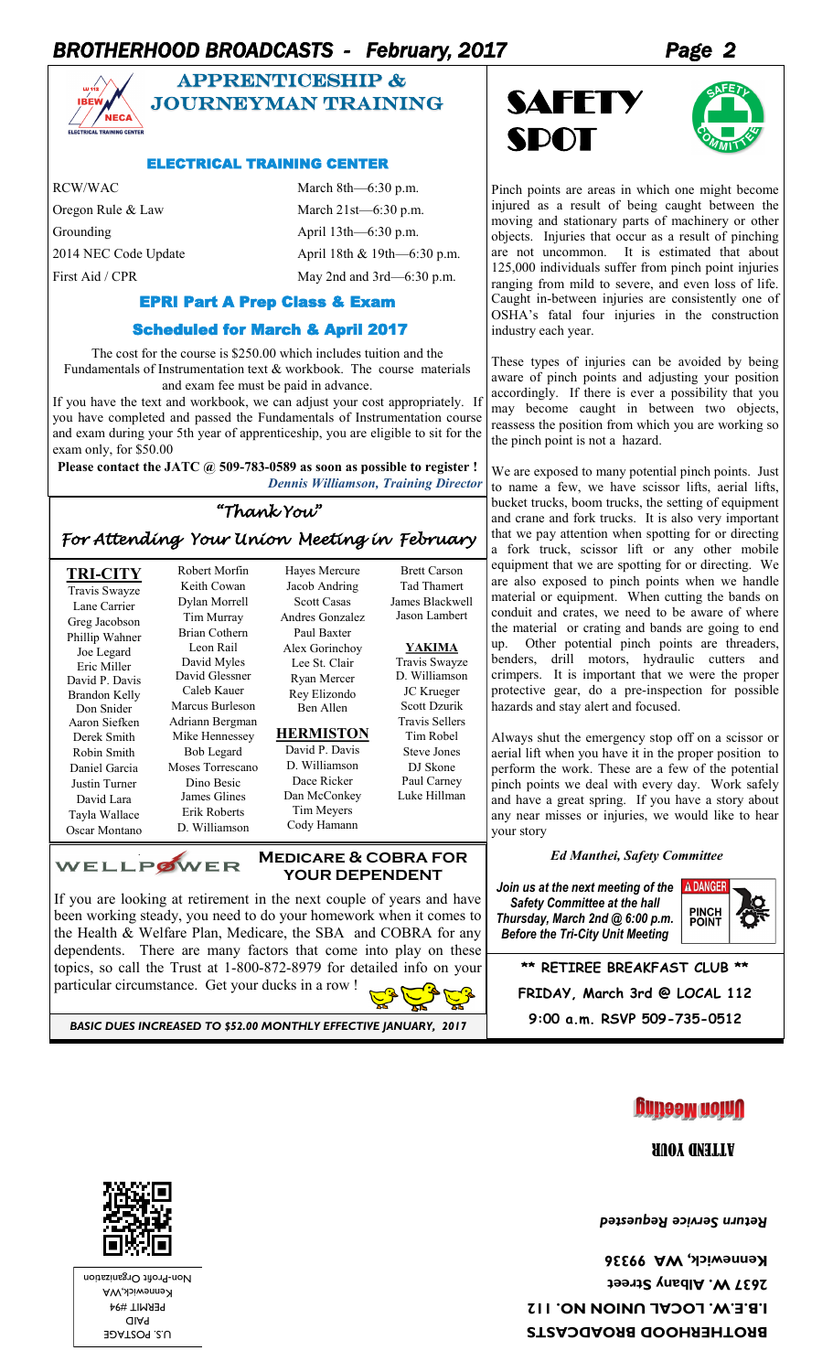## APPRENTICESHIP & JOURNEYMAN TRAINING

### ELECTRICAL TRAINING CENTER

| | |
|---|---|
| RCW/WAC | March 8th—6:30 p.m. |
| Oregon Rule & Law | March 21st—6:30 p.m. |
| Grounding | April 13th—6:30 p.m. |
| 2014 NEC Code Update | April 18th & 19th—6:30 p.m. |
| First Aid / CPR | May 2nd and 3rd—6:30 p.m. |

### EPRI Part A Prep Class & Exam

### Scheduled for March & April 2017

The cost for the course is $250.00 which includes tuition and the Fundamentals of Instrumentation text & workbook. The course materials and exam fee must be paid in advance.

If you have the text and workbook, we can adjust your cost appropriately. If you have completed and passed the Fundamentals of Instrumentation course and exam during your 5th year of apprenticeship, you are eligible to sit for the exam only, for $50.00

**Please contact the JATC @ 509-783-0589 as soon as possible to register !**

*Dennis Williamson, Training Director*

## "Thank You"

## For Attending Your Union Meeting in February

**TRI-CITY**

Travis Swayze
Lane Carrier
Greg Jacobson
Phillip Wahner
Joe Legard
Eric Miller
David P. Davis
Brandon Kelly
Don Snider
Aaron Siefken
Derek Smith
Robin Smith
Daniel Garcia
Justin Turner
David Lara
Tayla Wallace
Oscar Montano
Robert Morfin
Keith Cowan
Dylan Morrell
Tim Murray
Brian Cothern
Leon Rail
David Myles
David Glessner
Caleb Kauer
Marcus Burleson
Adriann Bergman
Mike Hennessey
Bob Legard
Moses Torrescano
Dino Besic
James Glines
Erik Roberts
D. Williamson
Hayes Mercure
Jacob Andring
Scott Casas
Andres Gonzalez
Paul Baxter
Alex Gorinchoy
Lee St. Clair
Ryan Mercer
Rey Elizondo
Ben Allen
Brett Carson
Tad Thamert
James Blackwell
Jason Lambert

**HERMISTON**

David P. Davis
D. Williamson
Dace Ricker
Dan McConkey
Tim Meyers
Cody Hamann

**YAKIMA**

Travis Swayze
D. Williamson
JC Krueger
Scott Dzurik
Travis Sellers
Tim Robel
Steve Jones
DJ Skone
Paul Carney
Luke Hillman

## WELLPOWER — MEDICARE & COBRA FOR YOUR DEPENDENT

If you are looking at retirement in the next couple of years and have been working steady, you need to do your homework when it comes to the Health & Welfare Plan, Medicare, the SBA and COBRA for any dependents. There are many factors that come into play on these topics, so call the Trust at 1-800-872-8979 for detailed info on your particular circumstance. Get your ducks in a row !

*BASIC DUES INCREASED TO $52.00 MONTHLY EFFECTIVE JANUARY, 2017*

## SAFETY SPOT

Pinch points are areas in which one might become injured as a result of being caught between the moving and stationary parts of machinery or other objects. Injuries that occur as a result of pinching are not uncommon. It is estimated that about 125,000 individuals suffer from pinch point injuries ranging from mild to severe, and even loss of life. Caught in-between injuries are consistently one of OSHA's fatal four injuries in the construction industry each year.

These types of injuries can be avoided by being aware of pinch points and adjusting your position accordingly. If there is ever a possibility that you may become caught in between two objects, reassess the position from which you are working so the pinch point is not a hazard.

We are exposed to many potential pinch points. Just to name a few, we have scissor lifts, aerial lifts, bucket trucks, boom trucks, the setting of equipment and crane and fork trucks. It is also very important that we pay attention when spotting for or directing a fork truck, scissor lift or any other mobile equipment that we are spotting for or directing. We are also exposed to pinch points when we handle material or equipment. When cutting the bands on conduit and crates, we need to be aware of where the material or crating and bands are going to end up. Other potential pinch points are threaders, benders, drill motors, hydraulic cutters and crimpers. It is important that we were the proper protective gear, do a pre-inspection for possible hazards and stay alert and focused.

Always shut the emergency stop off on a scissor or aerial lift when you have it in the proper position to perform the work. These are a few of the potential pinch points we deal with every day. Work safely and have a great spring. If you have a story about any near misses or injuries, we would like to hear your story

*Ed Manthei, Safety Committee*

***Join us at the next meeting of the Safety Committee at the hall Thursday, March 2nd @ 6:00 p.m. Before the Tri-City Unit Meeting***

DANGER
PINCH POINT

**\*\* RETIREE BREAKFAST CLUB \*\***

**FRIDAY, March 3rd @ LOCAL 112**

**9:00 a.m. RSVP 509-735-0512**

**ATTEND YOUR**

**Union Meeting**

**BROTHERHOOD BROADCASTS**
**I.B.E.W. LOCAL UNION NO. 112**
**2637 W. Albany Street**
**Kennewick, WA 99336**

***Return Service Requested***

U.S. POSTAGE
PAID
PERMIT #94
Kennewick,WA
Non-Profit Organization